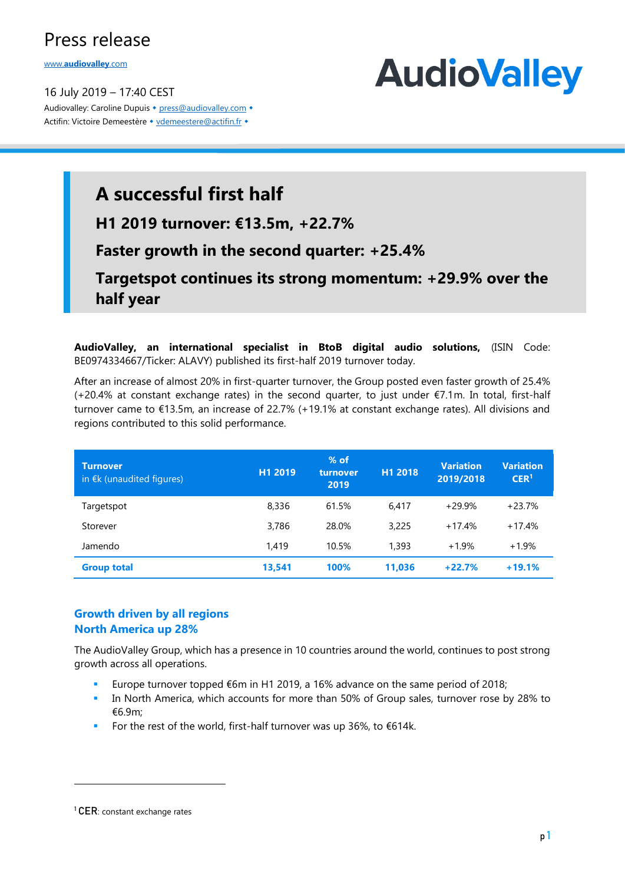Press release

www.audiovalley.com

16 July 2019 – 17:40 CEST

Audiovalley: Caroline Dupuis • press@audiovalley.com •
Actifin: Victoire Demeestère • vdemeestere@actifin.fr •

AudioValley

# A successful first half

## H1 2019 turnover: €13.5m, +22.7%

## Faster growth in the second quarter: +25.4%

## Targetspot continues its strong momentum: +29.9% over the half year

**AudioValley, an international specialist in BtoB digital audio solutions,** (ISIN Code: BE0974334667/Ticker: ALAVY) published its first-half 2019 turnover today.

After an increase of almost 20% in first-quarter turnover, the Group posted even faster growth of 25.4% (+20.4% at constant exchange rates) in the second quarter, to just under €7.1m. In total, first-half turnover came to €13.5m, an increase of 22.7% (+19.1% at constant exchange rates). All divisions and regions contributed to this solid performance.

| **Turnover** in €k (unaudited figures) | **H1 2019** | **% of turnover 2019** | **H1 2018** | **Variation 2019/2018** | **Variation CER[1]** |
|---|---|---|---|---|---|
| Targetspot | 8,336 | 61.5% | 6,417 | +29.9% | +23.7% |
| Storever | 3,786 | 28.0% | 3,225 | +17.4% | +17.4% |
| Jamendo | 1,419 | 10.5% | 1,393 | +1.9% | +1.9% |
| **Group total** | **13,541** | **100%** | **11,036** | **+22.7%** | **+19.1%** |

### Growth driven by all regions
### North America up 28%

The AudioValley Group, which has a presence in 10 countries around the world, continues to post strong growth across all operations.

- Europe turnover topped €6m in H1 2019, a 16% advance on the same period of 2018;
- In North America, which accounts for more than 50% of Group sales, turnover rose by 28% to €6.9m;
- For the rest of the world, first-half turnover was up 36%, to €614k.

[1] CER: constant exchange rates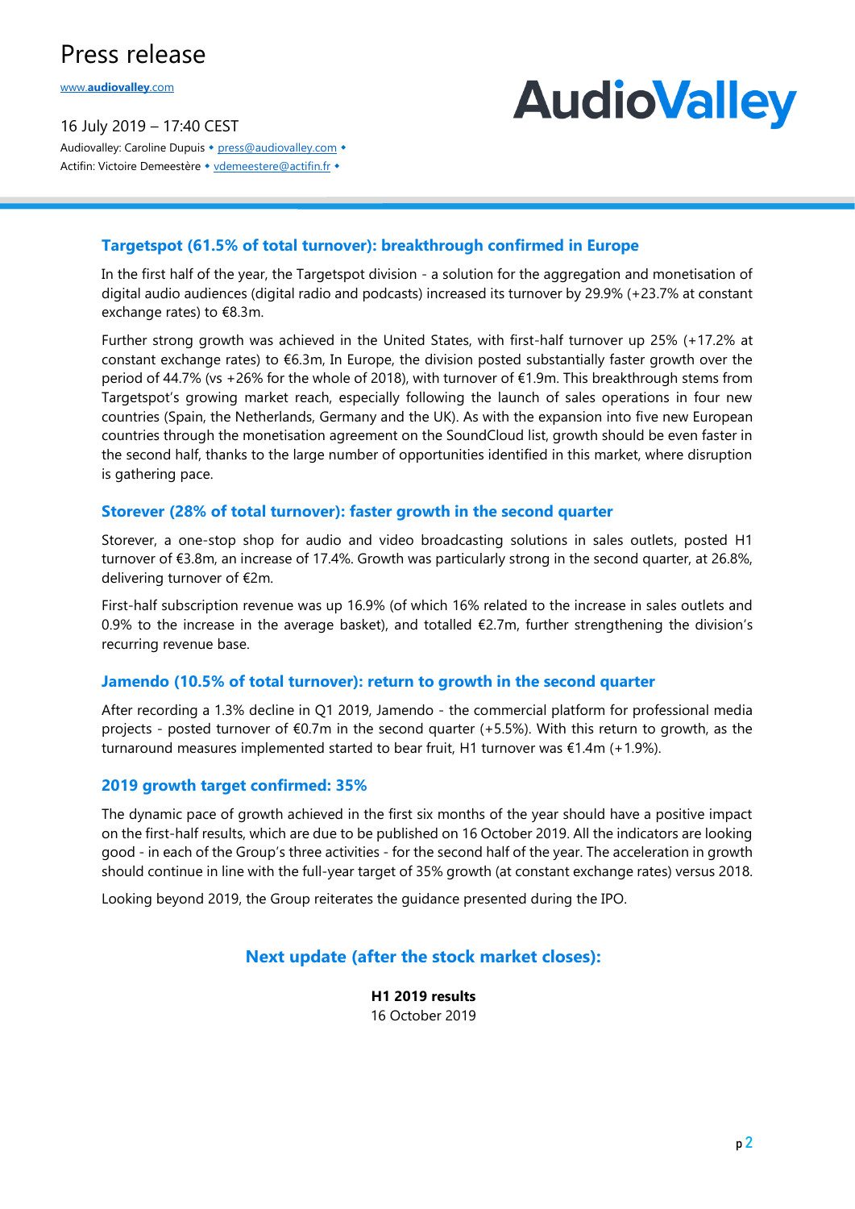Press release

www.audiovalley.com

16 July 2019 – 17:40 CEST

Audiovalley: Caroline Dupuis • press@audiovalley.com •
Actifin: Victoire Demeestère • vdemeestere@actifin.fr •

AudioValley

### Targetspot (61.5% of total turnover): breakthrough confirmed in Europe

In the first half of the year, the Targetspot division - a solution for the aggregation and monetisation of digital audio audiences (digital radio and podcasts) increased its turnover by 29.9% (+23.7% at constant exchange rates) to €8.3m.

Further strong growth was achieved in the United States, with first-half turnover up 25% (+17.2% at constant exchange rates) to €6.3m, In Europe, the division posted substantially faster growth over the period of 44.7% (vs +26% for the whole of 2018), with turnover of €1.9m. This breakthrough stems from Targetspot's growing market reach, especially following the launch of sales operations in four new countries (Spain, the Netherlands, Germany and the UK). As with the expansion into five new European countries through the monetisation agreement on the SoundCloud list, growth should be even faster in the second half, thanks to the large number of opportunities identified in this market, where disruption is gathering pace.

### Storever (28% of total turnover): faster growth in the second quarter

Storever, a one-stop shop for audio and video broadcasting solutions in sales outlets, posted H1 turnover of €3.8m, an increase of 17.4%. Growth was particularly strong in the second quarter, at 26.8%, delivering turnover of €2m.

First-half subscription revenue was up 16.9% (of which 16% related to the increase in sales outlets and 0.9% to the increase in the average basket), and totalled €2.7m, further strengthening the division's recurring revenue base.

### Jamendo (10.5% of total turnover): return to growth in the second quarter

After recording a 1.3% decline in Q1 2019, Jamendo - the commercial platform for professional media projects - posted turnover of €0.7m in the second quarter (+5.5%). With this return to growth, as the turnaround measures implemented started to bear fruit, H1 turnover was €1.4m (+1.9%).

### 2019 growth target confirmed: 35%

The dynamic pace of growth achieved in the first six months of the year should have a positive impact on the first-half results, which are due to be published on 16 October 2019. All the indicators are looking good - in each of the Group's three activities - for the second half of the year. The acceleration in growth should continue in line with the full-year target of 35% growth (at constant exchange rates) versus 2018.

Looking beyond 2019, the Group reiterates the guidance presented during the IPO.

### Next update (after the stock market closes):

**H1 2019 results**
16 October 2019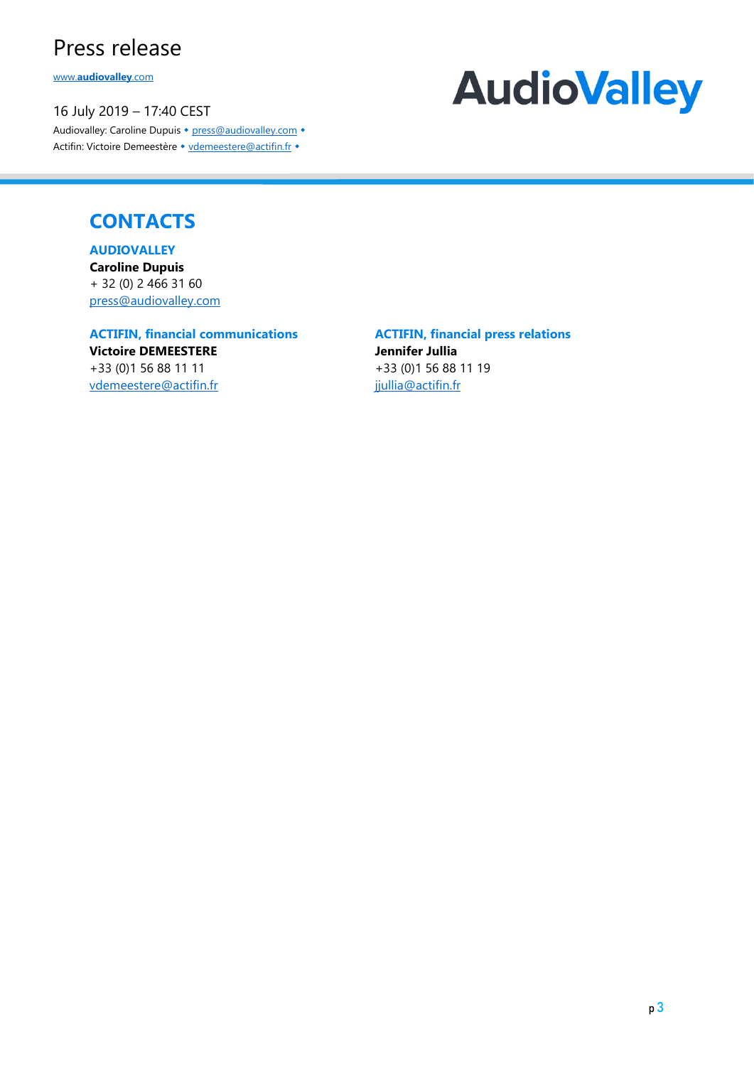# Press release

www.audiovalley.com

16 July 2019 – 17:40 CEST

Audiovalley: Caroline Dupuis • press@audiovalley.com •
Actifin: Victoire Demeestère • vdemeestere@actifin.fr •

## CONTACTS

### AUDIOVALLEY

**Caroline Dupuis**
+ 32 (0) 2 466 31 60
press@audiovalley.com

### ACTIFIN, financial communications

**Victoire DEMEESTERE**
+33 (0)1 56 88 11 11
vdemeestere@actifin.fr

### ACTIFIN, financial press relations

**Jennifer Jullia**
+33 (0)1 56 88 11 19
jjullia@actifin.fr